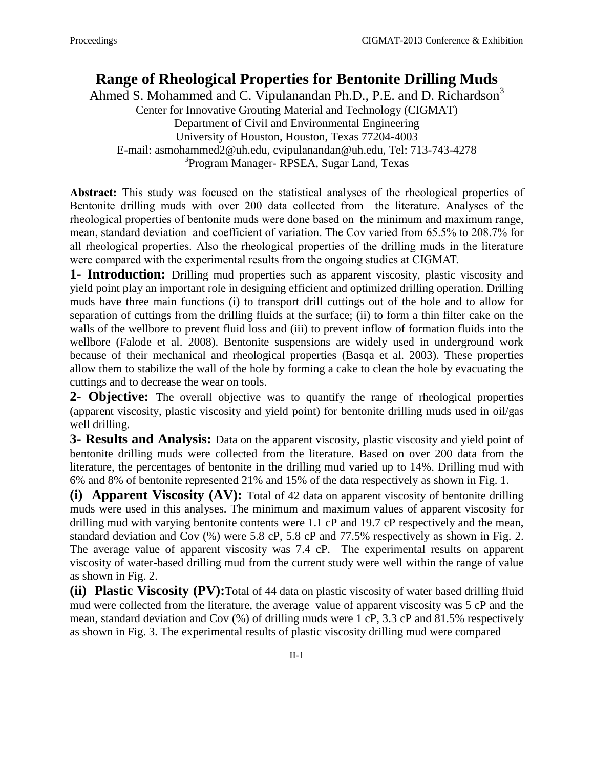# Range of Rheological Properties for Bentonite Drilling Muds

Ahmed S. Mohammed and C. Vipulanandan Ph.D., P.E. and D. Richardson[3]

Center for Innovative Grouting Material and Technology (CIGMAT)
Department of Civil and Environmental Engineering
University of Houston, Houston, Texas 77204-4003
E-mail: asmohammed2@uh.edu, cvipulanandan@uh.edu, Tel: 713-743-4278
[3]Program Manager- RPSEA, Sugar Land, Texas

**Abstract:** This study was focused on the statistical analyses of the rheological properties of Bentonite drilling muds with over 200 data collected from the literature. Analyses of the rheological properties of bentonite muds were done based on the minimum and maximum range, mean, standard deviation and coefficient of variation. The Cov varied from 65.5% to 208.7% for all rheological properties. Also the rheological properties of the drilling muds in the literature were compared with the experimental results from the ongoing studies at CIGMAT.

**1- Introduction:** Drilling mud properties such as apparent viscosity, plastic viscosity and yield point play an important role in designing efficient and optimized drilling operation. Drilling muds have three main functions (i) to transport drill cuttings out of the hole and to allow for separation of cuttings from the drilling fluids at the surface; (ii) to form a thin filter cake on the walls of the wellbore to prevent fluid loss and (iii) to prevent inflow of formation fluids into the wellbore (Falode et al. 2008). Bentonite suspensions are widely used in underground work because of their mechanical and rheological properties (Basqa et al. 2003). These properties allow them to stabilize the wall of the hole by forming a cake to clean the hole by evacuating the cuttings and to decrease the wear on tools.

**2- Objective:** The overall objective was to quantify the range of rheological properties (apparent viscosity, plastic viscosity and yield point) for bentonite drilling muds used in oil/gas well drilling.

**3- Results and Analysis:** Data on the apparent viscosity, plastic viscosity and yield point of bentonite drilling muds were collected from the literature. Based on over 200 data from the literature, the percentages of bentonite in the drilling mud varied up to 14%. Drilling mud with 6% and 8% of bentonite represented 21% and 15% of the data respectively as shown in Fig. 1.

**(i) Apparent Viscosity (AV):** Total of 42 data on apparent viscosity of bentonite drilling muds were used in this analyses. The minimum and maximum values of apparent viscosity for drilling mud with varying bentonite contents were 1.1 cP and 19.7 cP respectively and the mean, standard deviation and Cov (%) were 5.8 cP, 5.8 cP and 77.5% respectively as shown in Fig. 2. The average value of apparent viscosity was 7.4 cP. The experimental results on apparent viscosity of water-based drilling mud from the current study were well within the range of value as shown in Fig. 2.

**(ii) Plastic Viscosity (PV):** Total of 44 data on plastic viscosity of water based drilling fluid mud were collected from the literature, the average value of apparent viscosity was 5 cP and the mean, standard deviation and Cov (%) of drilling muds were 1 cP, 3.3 cP and 81.5% respectively as shown in Fig. 3. The experimental results of plastic viscosity drilling mud were compared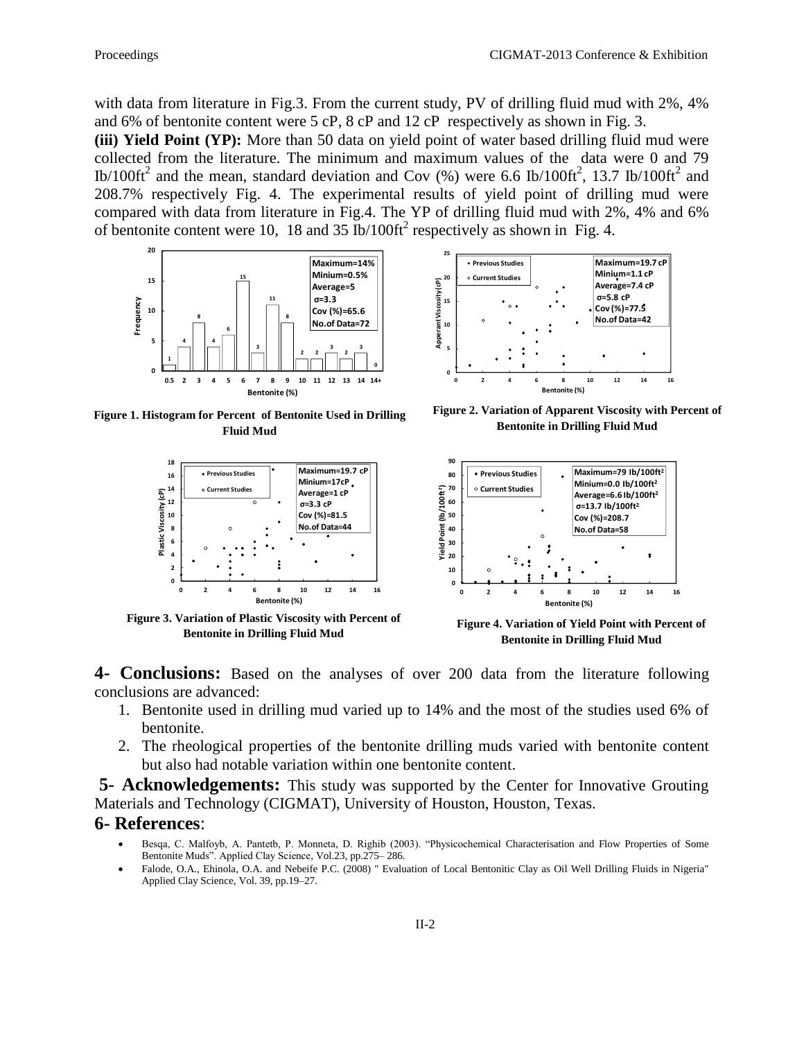with data from literature in Fig.3. From the current study, PV of drilling fluid mud with 2%, 4% and 6% of bentonite content were 5 cP, 8 cP and 12 cP respectively as shown in Fig. 3.

**(iii) Yield Point (YP):** More than 50 data on yield point of water based drilling fluid mud were collected from the literature. The minimum and maximum values of the data were 0 and 79 Ib/100ft$^2$ and the mean, standard deviation and Cov (%) were 6.6 Ib/100ft$^2$, 13.7 Ib/100ft$^2$ and 208.7% respectively Fig. 4. The experimental results of yield point of drilling mud were compared with data from literature in Fig.4. The YP of drilling fluid mud with 2%, 4% and 6% of bentonite content were 10, 18 and 35 Ib/100ft$^2$ respectively as shown in Fig. 4.

Maximum=14%
Minium=0.5%
Average=5
σ=3.3
Cov (%)=65.6
No.of Data=72

Frequency
Bentonite (%)

**Figure 1. Histogram for Percent of Bentonite Used in Drilling Fluid Mud**

Previous Studies
Current Studies
Maximum=19.7 cP
Minium=1.1 cP
Average=7.4 cP
σ=5.8 cP
Cov (%)=77.5
No.of Data=42

Apperant Viscosity (cP)
Bentonite (%)

**Figure 2. Variation of Apparent Viscosity with Percent of Bentonite in Drilling Fluid Mud**

Previous Studies
Current Studies
Maximum=19.7 cP
Minium=17cP
Average=1 cP
σ=3.3 cP
Cov (%)=81.5
No.of Data=44

Plastic Viscosity (cP)
Bentonite (%)

**Figure 3. Variation of Plastic Viscosity with Percent of Bentonite in Drilling Fluid Mud**

Previous Studies
Current Studies
Maximum=79 Ib/100ft²
Minium=0.0 Ib/100ft²
Average=6.6 Ib/100ft²
σ=13.7 Ib/100ft²
Cov (%)=208.7
No.of Data=58

Yield Point (Ib/100ft²)
Bentonite (%)

**Figure 4. Variation of Yield Point with Percent of Bentonite in Drilling Fluid Mud**

## 4- Conclusions:

Based on the analyses of over 200 data from the literature following conclusions are advanced:

1. Bentonite used in drilling mud varied up to 14% and the most of the studies used 6% of bentonite.
2. The rheological properties of the bentonite drilling muds varied with bentonite content but also had notable variation within one bentonite content.

## 5- Acknowledgements:

This study was supported by the Center for Innovative Grouting Materials and Technology (CIGMAT), University of Houston, Houston, Texas.

## 6- References:

- Besqa, C. Malfoyb, A. Pantetb, P. Monneta, D. Righib (2003). "Physicochemical Characterisation and Flow Properties of Some Bentonite Muds". Applied Clay Science, Vol.23, pp.275– 286.
- Falode, O.A., Ehinola, O.A. and Nebeife P.C. (2008) " Evaluation of Local Bentonitic Clay as Oil Well Drilling Fluids in Nigeria" Applied Clay Science, Vol. 39, pp.19–27.